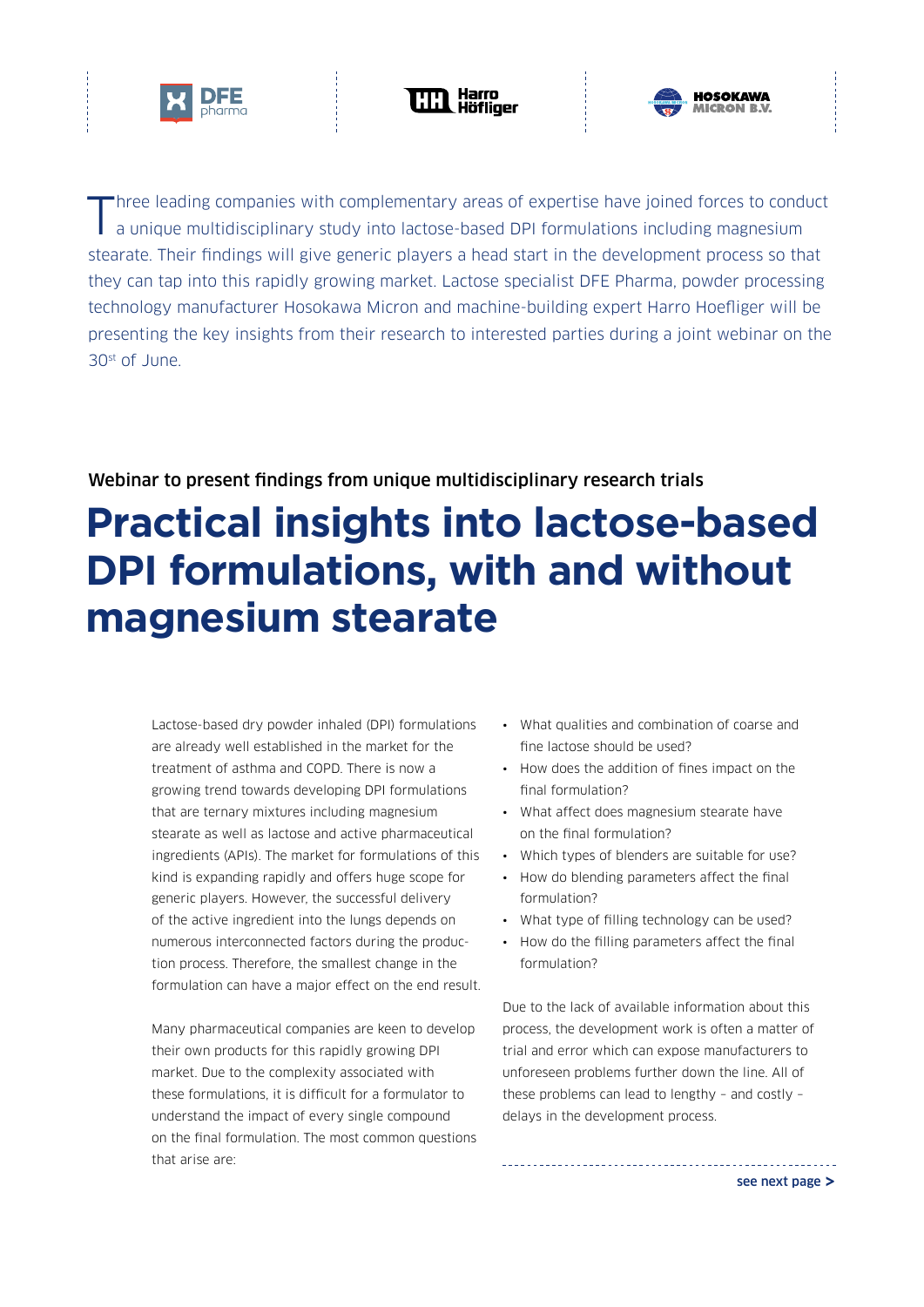Three leading companies with complementary areas of expertise have joined forces to conduct a unique multidisciplinary study into lactose-based DPI formulations including magnesium stearate. Their findings will give generic players a head start in the development process so that they can tap into this rapidly growing market. Lactose specialist DFE Pharma, powder processing technology manufacturer Hosokawa Micron and machine-building expert Harro Hoefliger will be presenting the key insights from their research to interested parties during a joint webinar on the 30st of June.

### Webinar to present findings from unique multidisciplinary research trials

# Practical insights into lactose-based DPI formulations, with and without magnesium stearate

Lactose-based dry powder inhaled (DPI) formulations are already well established in the market for the treatment of asthma and COPD. There is now a growing trend towards developing DPI formulations that are ternary mixtures including magnesium stearate as well as lactose and active pharmaceutical ingredients (APIs). The market for formulations of this kind is expanding rapidly and offers huge scope for generic players. However, the successful delivery of the active ingredient into the lungs depends on numerous interconnected factors during the production process. Therefore, the smallest change in the formulation can have a major effect on the end result.

Many pharmaceutical companies are keen to develop their own products for this rapidly growing DPI market. Due to the complexity associated with these formulations, it is difficult for a formulator to understand the impact of every single compound on the final formulation. The most common questions that arise are:

- What qualities and combination of coarse and fine lactose should be used?
- How does the addition of fines impact on the final formulation?
- What affect does magnesium stearate have on the final formulation?
- Which types of blenders are suitable for use?
- How do blending parameters affect the final formulation?
- What type of filling technology can be used?
- How do the filling parameters affect the final formulation?

Due to the lack of available information about this process, the development work is often a matter of trial and error which can expose manufacturers to unforeseen problems further down the line. All of these problems can lead to lengthy – and costly – delays in the development process.

see next page >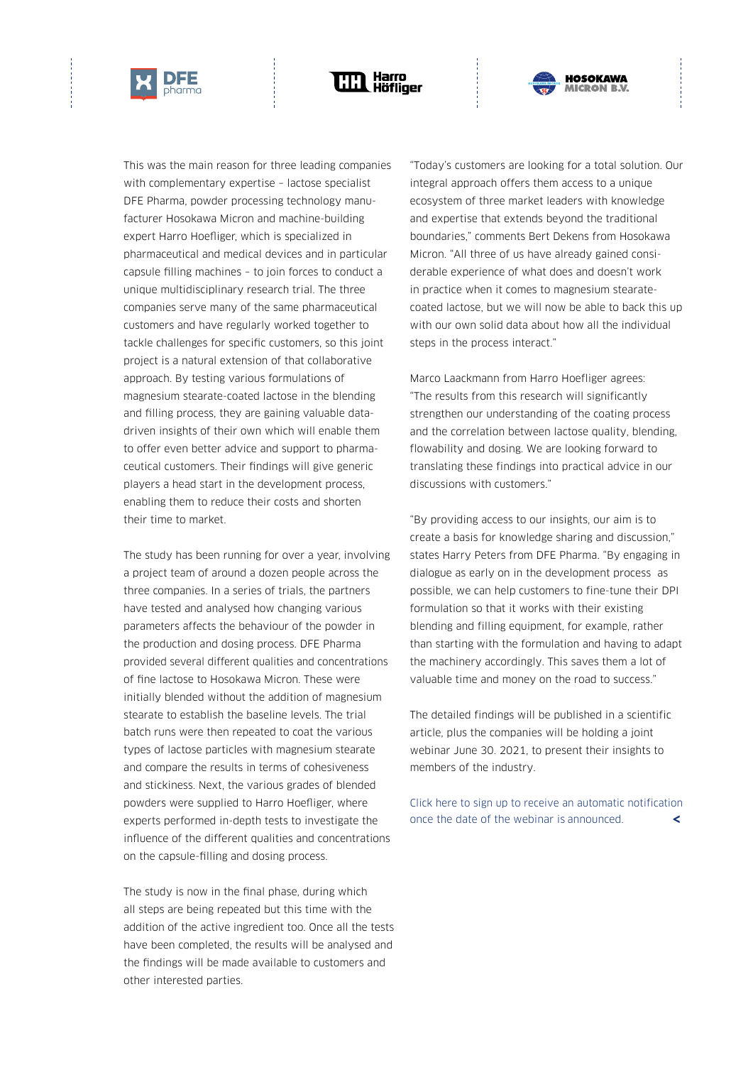This was the main reason for three leading companies with complementary expertise – lactose specialist DFE Pharma, powder processing technology manufacturer Hosokawa Micron and machine-building expert Harro Hoefliger, which is specialized in pharmaceutical and medical devices and in particular capsule filling machines – to join forces to conduct a unique multidisciplinary research trial. The three companies serve many of the same pharmaceutical customers and have regularly worked together to tackle challenges for specific customers, so this joint project is a natural extension of that collaborative approach. By testing various formulations of magnesium stearate-coated lactose in the blending and filling process, they are gaining valuable data-driven insights of their own which will enable them to offer even better advice and support to pharmaceutical customers. Their findings will give generic players a head start in the development process, enabling them to reduce their costs and shorten their time to market.

The study has been running for over a year, involving a project team of around a dozen people across the three companies. In a series of trials, the partners have tested and analysed how changing various parameters affects the behaviour of the powder in the production and dosing process. DFE Pharma provided several different qualities and concentrations of fine lactose to Hosokawa Micron. These were initially blended without the addition of magnesium stearate to establish the baseline levels. The trial batch runs were then repeated to coat the various types of lactose particles with magnesium stearate and compare the results in terms of cohesiveness and stickiness. Next, the various grades of blended powders were supplied to Harro Hoefliger, where experts performed in-depth tests to investigate the influence of the different qualities and concentrations on the capsule-filling and dosing process.

The study is now in the final phase, during which all steps are being repeated but this time with the addition of the active ingredient too. Once all the tests have been completed, the results will be analysed and the findings will be made available to customers and other interested parties.

"Today's customers are looking for a total solution. Our integral approach offers them access to a unique ecosystem of three market leaders with knowledge and expertise that extends beyond the traditional boundaries," comments Bert Dekens from Hosokawa Micron. "All three of us have already gained considerable experience of what does and doesn't work in practice when it comes to magnesium stearate-coated lactose, but we will now be able to back this up with our own solid data about how all the individual steps in the process interact."

Marco Laackmann from Harro Hoefliger agrees: "The results from this research will significantly strengthen our understanding of the coating process and the correlation between lactose quality, blending, flowability and dosing. We are looking forward to translating these findings into practical advice in our discussions with customers."

"By providing access to our insights, our aim is to create a basis for knowledge sharing and discussion," states Harry Peters from DFE Pharma. "By engaging in dialogue as early on in the development process as possible, we can help customers to fine-tune their DPI formulation so that it works with their existing blending and filling equipment, for example, rather than starting with the formulation and having to adapt the machinery accordingly. This saves them a lot of valuable time and money on the road to success."

The detailed findings will be published in a scientific article, plus the companies will be holding a joint webinar June 30. 2021, to present their insights to members of the industry.

Click here to sign up to receive an automatic notification once the date of the webinar is announced.